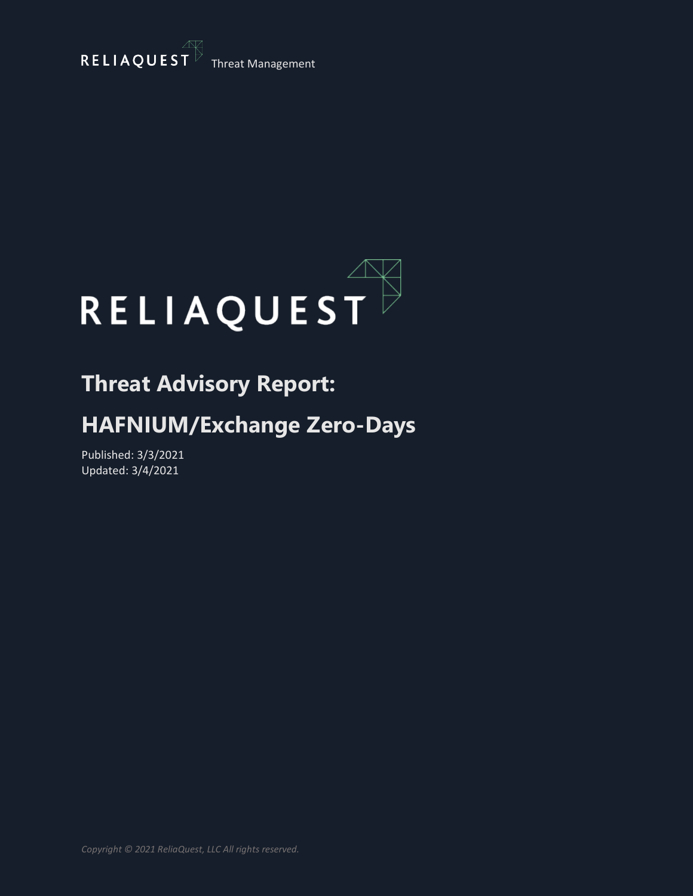RELIAQUEST Threat Management

RELIAQUEST

# Threat Advisory Report:

# HAFNIUM/Exchange Zero-Days

Published: 3/3/2021
Updated: 3/4/2021

*Copyright © 2021 ReliaQuest, LLC All rights reserved.*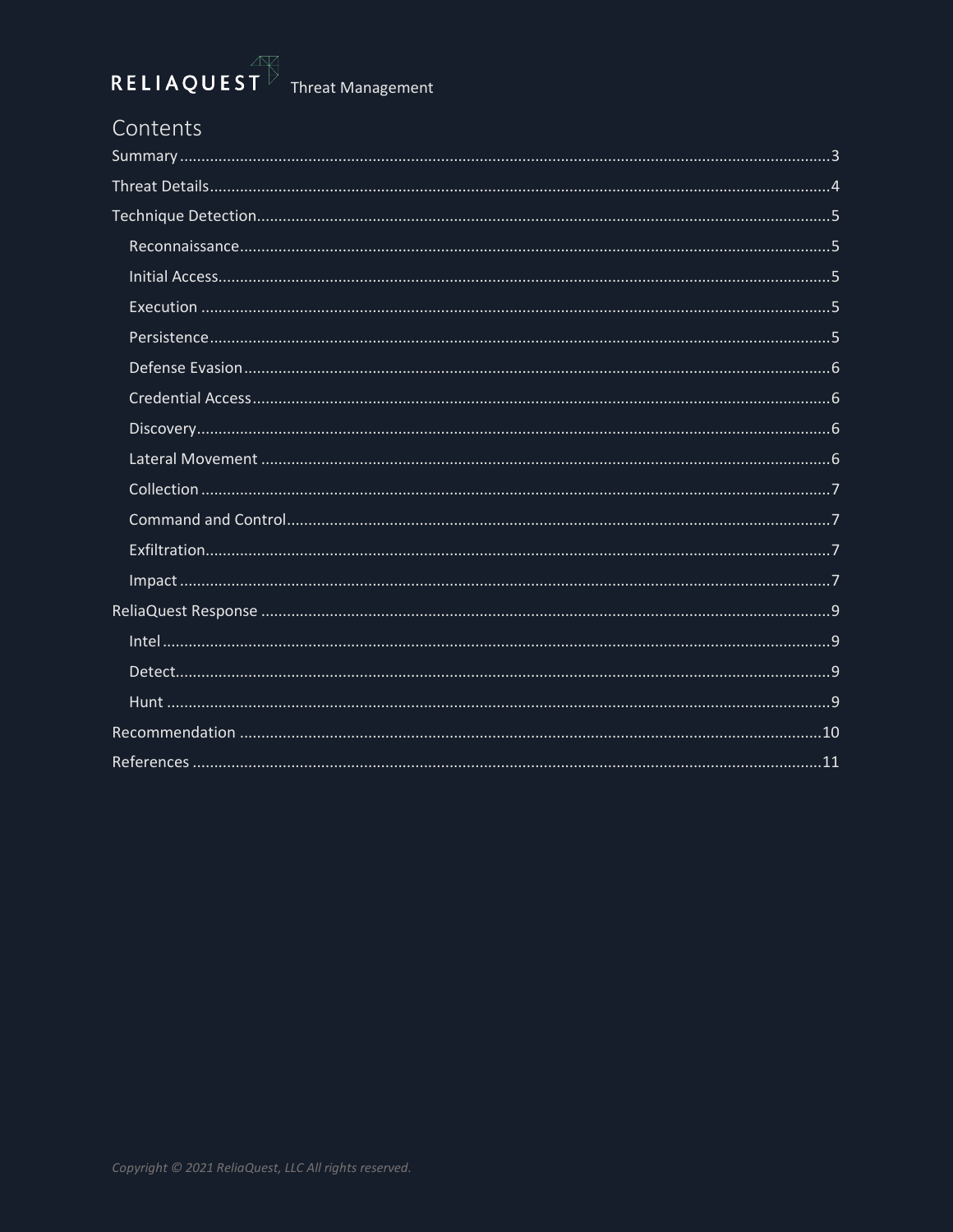# Contents

- Summary ... 3
- Threat Details ... 4
- Technique Detection ... 5
  - Reconnaissance ... 5
  - Initial Access ... 5
  - Execution ... 5
  - Persistence ... 5
  - Defense Evasion ... 6
  - Credential Access ... 6
  - Discovery ... 6
  - Lateral Movement ... 6
  - Collection ... 7
  - Command and Control ... 7
  - Exfiltration ... 7
  - Impact ... 7
- ReliaQuest Response ... 9
  - Intel ... 9
  - Detect ... 9
  - Hunt ... 9
- Recommendation ... 10
- References ... 11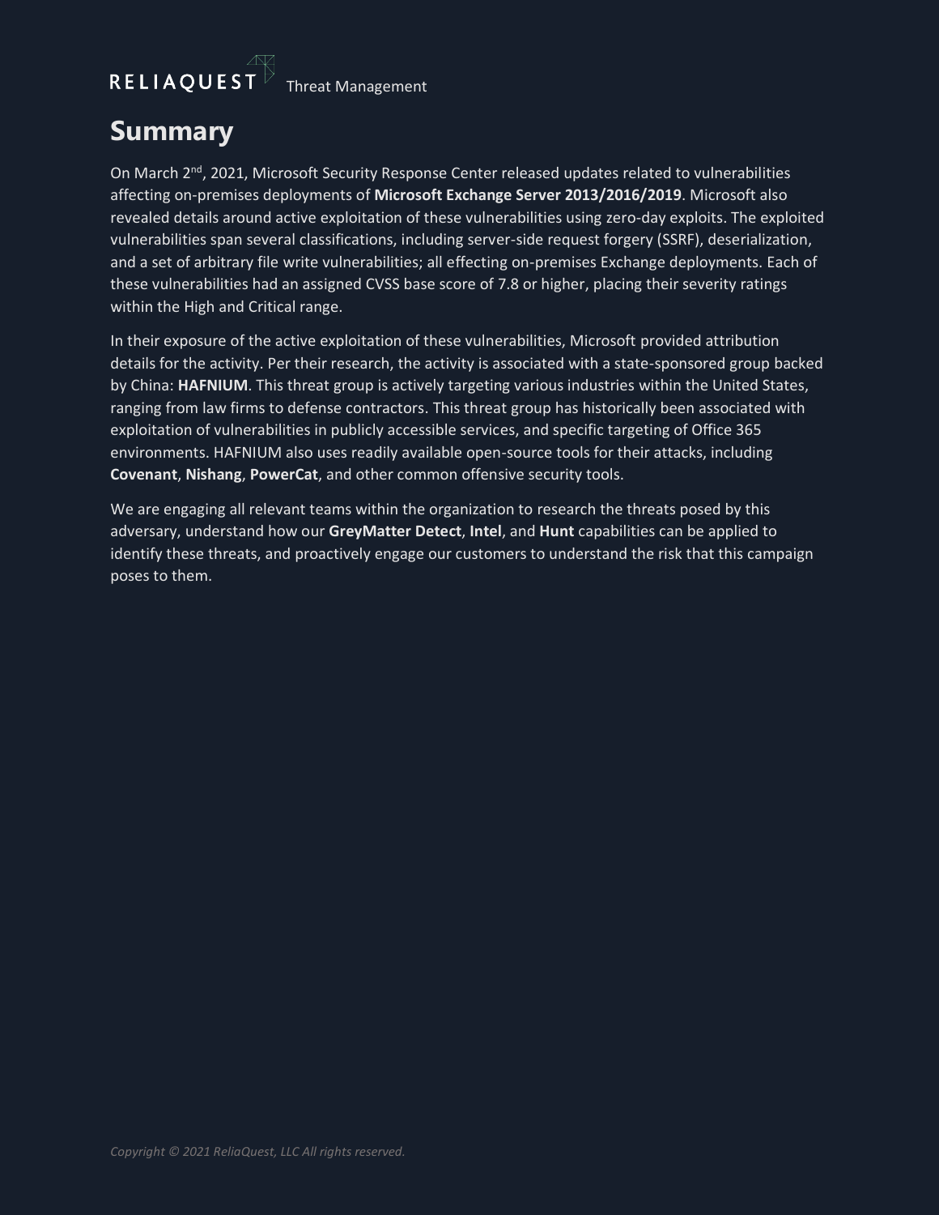# Summary

On March 2nd, 2021, Microsoft Security Response Center released updates related to vulnerabilities affecting on-premises deployments of **Microsoft Exchange Server 2013/2016/2019**. Microsoft also revealed details around active exploitation of these vulnerabilities using zero-day exploits. The exploited vulnerabilities span several classifications, including server-side request forgery (SSRF), deserialization, and a set of arbitrary file write vulnerabilities; all effecting on-premises Exchange deployments. Each of these vulnerabilities had an assigned CVSS base score of 7.8 or higher, placing their severity ratings within the High and Critical range.

In their exposure of the active exploitation of these vulnerabilities, Microsoft provided attribution details for the activity. Per their research, the activity is associated with a state-sponsored group backed by China: **HAFNIUM**. This threat group is actively targeting various industries within the United States, ranging from law firms to defense contractors. This threat group has historically been associated with exploitation of vulnerabilities in publicly accessible services, and specific targeting of Office 365 environments. HAFNIUM also uses readily available open-source tools for their attacks, including **Covenant**, **Nishang**, **PowerCat**, and other common offensive security tools.

We are engaging all relevant teams within the organization to research the threats posed by this adversary, understand how our **GreyMatter Detect**, **Intel**, and **Hunt** capabilities can be applied to identify these threats, and proactively engage our customers to understand the risk that this campaign poses to them.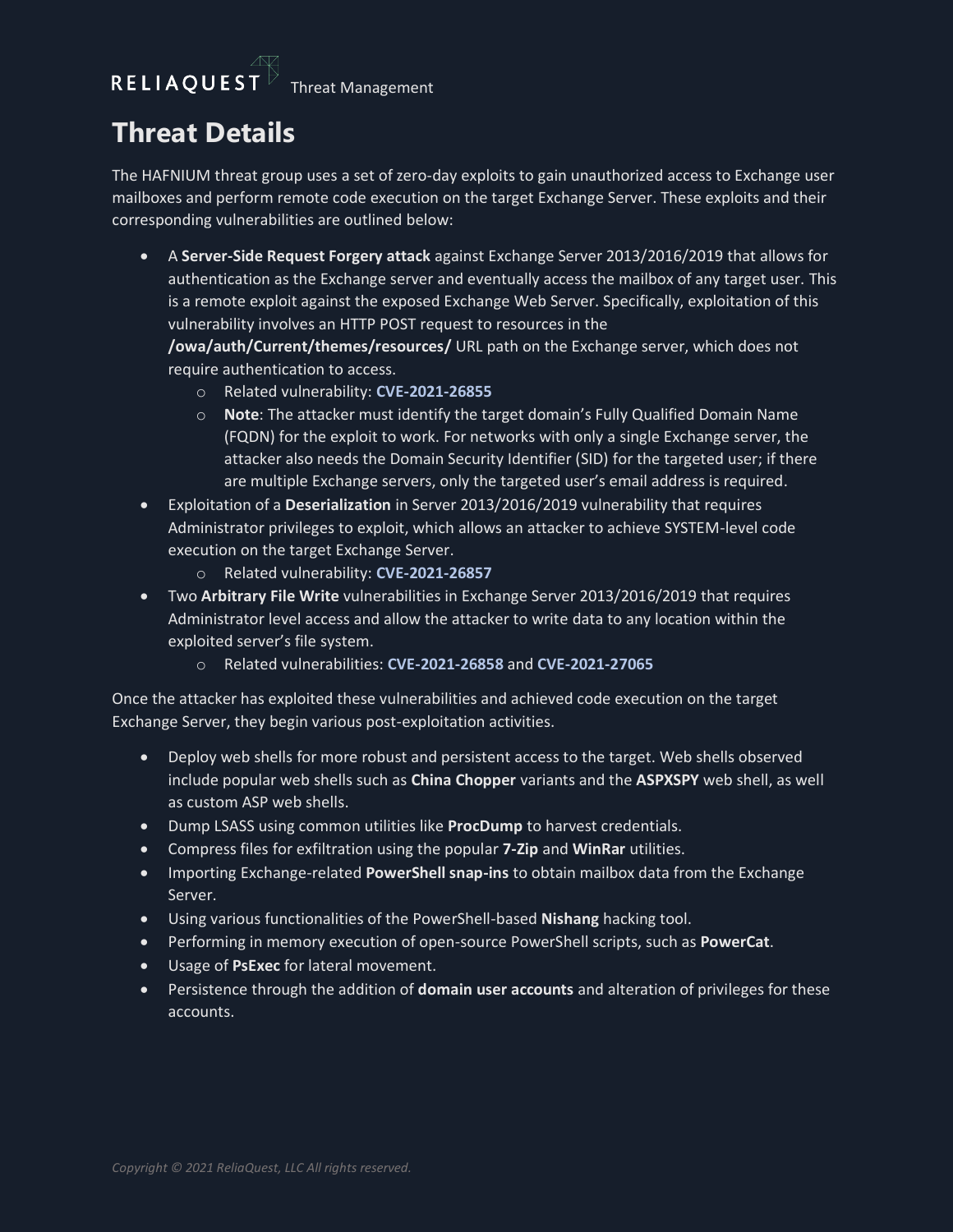# Threat Details

The HAFNIUM threat group uses a set of zero-day exploits to gain unauthorized access to Exchange user mailboxes and perform remote code execution on the target Exchange Server. These exploits and their corresponding vulnerabilities are outlined below:

- A **Server-Side Request Forgery attack** against Exchange Server 2013/2016/2019 that allows for authentication as the Exchange server and eventually access the mailbox of any target user. This is a remote exploit against the exposed Exchange Web Server. Specifically, exploitation of this vulnerability involves an HTTP POST request to resources in the **/owa/auth/Current/themes/resources/** URL path on the Exchange server, which does not require authentication to access.
    - Related vulnerability: **CVE-2021-26855**
    - **Note**: The attacker must identify the target domain's Fully Qualified Domain Name (FQDN) for the exploit to work. For networks with only a single Exchange server, the attacker also needs the Domain Security Identifier (SID) for the targeted user; if there are multiple Exchange servers, only the targeted user's email address is required.
- Exploitation of a **Deserialization** in Server 2013/2016/2019 vulnerability that requires Administrator privileges to exploit, which allows an attacker to achieve SYSTEM-level code execution on the target Exchange Server.
    - Related vulnerability: **CVE-2021-26857**
- Two **Arbitrary File Write** vulnerabilities in Exchange Server 2013/2016/2019 that requires Administrator level access and allow the attacker to write data to any location within the exploited server's file system.
    - Related vulnerabilities: **CVE-2021-26858** and **CVE-2021-27065**

Once the attacker has exploited these vulnerabilities and achieved code execution on the target Exchange Server, they begin various post-exploitation activities.

- Deploy web shells for more robust and persistent access to the target. Web shells observed include popular web shells such as **China Chopper** variants and the **ASPXSPY** web shell, as well as custom ASP web shells.
- Dump LSASS using common utilities like **ProcDump** to harvest credentials.
- Compress files for exfiltration using the popular **7-Zip** and **WinRar** utilities.
- Importing Exchange-related **PowerShell snap-ins** to obtain mailbox data from the Exchange Server.
- Using various functionalities of the PowerShell-based **Nishang** hacking tool.
- Performing in memory execution of open-source PowerShell scripts, such as **PowerCat**.
- Usage of **PsExec** for lateral movement.
- Persistence through the addition of **domain user accounts** and alteration of privileges for these accounts.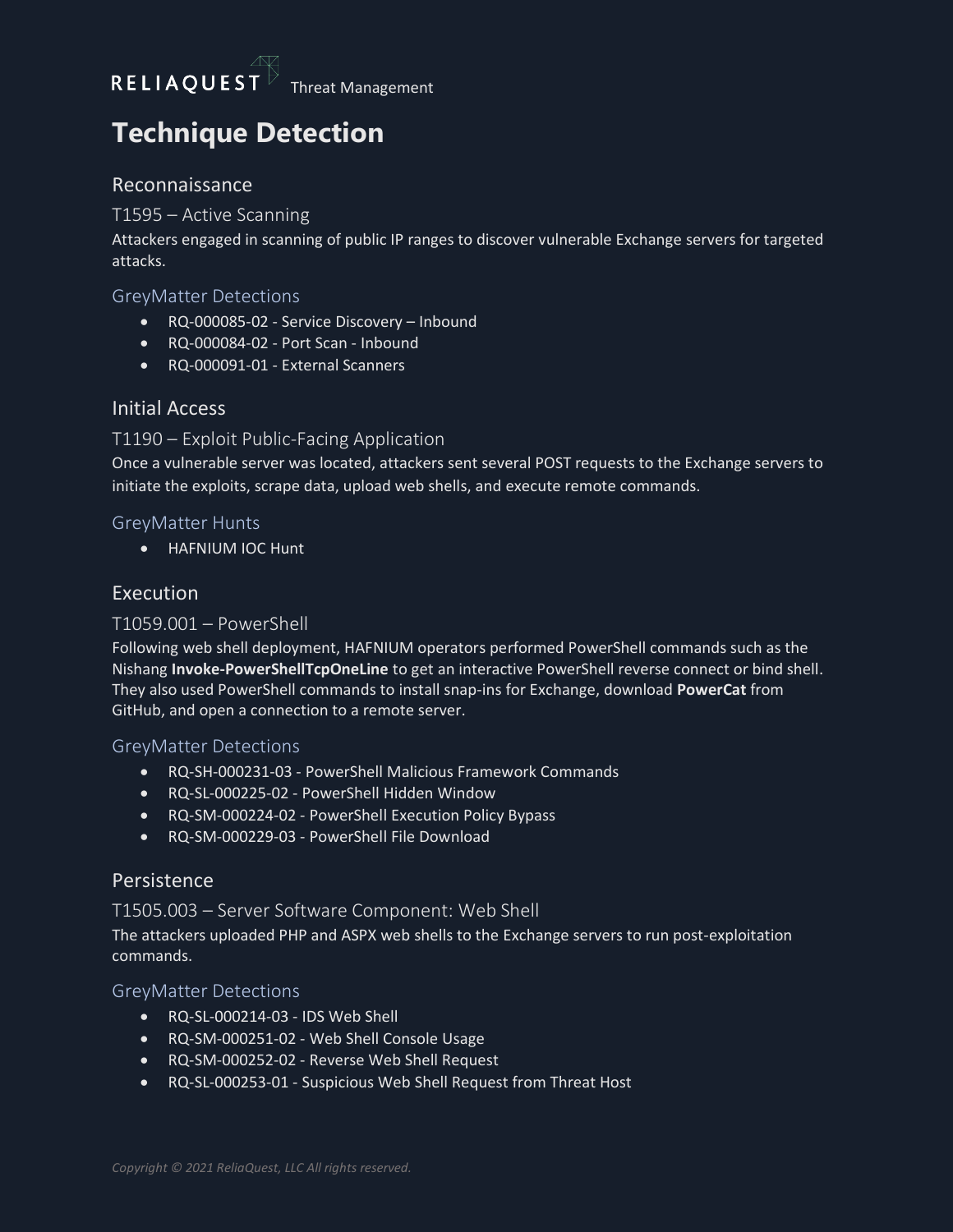# Technique Detection

## Reconnaissance

### T1595 – Active Scanning

Attackers engaged in scanning of public IP ranges to discover vulnerable Exchange servers for targeted attacks.

#### GreyMatter Detections

- RQ-000085-02 - Service Discovery – Inbound
- RQ-000084-02 - Port Scan - Inbound
- RQ-000091-01 - External Scanners

## Initial Access

### T1190 – Exploit Public-Facing Application

Once a vulnerable server was located, attackers sent several POST requests to the Exchange servers to initiate the exploits, scrape data, upload web shells, and execute remote commands.

#### GreyMatter Hunts

- HAFNIUM IOC Hunt

## Execution

### T1059.001 – PowerShell

Following web shell deployment, HAFNIUM operators performed PowerShell commands such as the Nishang **Invoke-PowerShellTcpOneLine** to get an interactive PowerShell reverse connect or bind shell. They also used PowerShell commands to install snap-ins for Exchange, download **PowerCat** from GitHub, and open a connection to a remote server.

#### GreyMatter Detections

- RQ-SH-000231-03 - PowerShell Malicious Framework Commands
- RQ-SL-000225-02 - PowerShell Hidden Window
- RQ-SM-000224-02 - PowerShell Execution Policy Bypass
- RQ-SM-000229-03 - PowerShell File Download

## Persistence

### T1505.003 – Server Software Component: Web Shell

The attackers uploaded PHP and ASPX web shells to the Exchange servers to run post-exploitation commands.

#### GreyMatter Detections

- RQ-SL-000214-03 - IDS Web Shell
- RQ-SM-000251-02 - Web Shell Console Usage
- RQ-SM-000252-02 - Reverse Web Shell Request
- RQ-SL-000253-01 - Suspicious Web Shell Request from Threat Host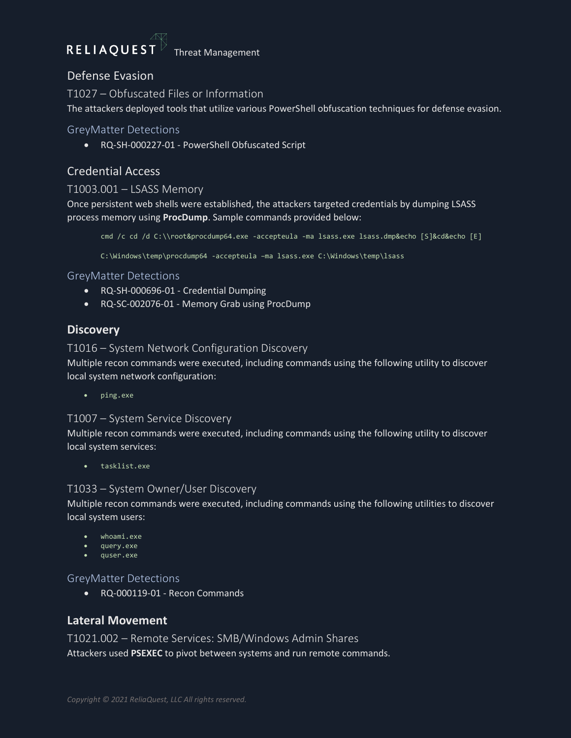## Defense Evasion

### T1027 – Obfuscated Files or Information

The attackers deployed tools that utilize various PowerShell obfuscation techniques for defense evasion.

#### GreyMatter Detections

- RQ-SH-000227-01 - PowerShell Obfuscated Script

## Credential Access

### T1003.001 – LSASS Memory

Once persistent web shells were established, the attackers targeted credentials by dumping LSASS process memory using **ProcDump**. Sample commands provided below:

```
cmd /c cd /d C:\\root&procdump64.exe -accepteula -ma lsass.exe lsass.dmp&echo [S]&cd&echo [E]

C:\Windows\temp\procdump64 -accepteula –ma lsass.exe C:\Windows\temp\lsass
```

#### GreyMatter Detections

- RQ-SH-000696-01 - Credential Dumping
- RQ-SC-002076-01 - Memory Grab using ProcDump

## Discovery

### T1016 – System Network Configuration Discovery

Multiple recon commands were executed, including commands using the following utility to discover local system network configuration:

- `ping.exe`

### T1007 – System Service Discovery

Multiple recon commands were executed, including commands using the following utility to discover local system services:

- `tasklist.exe`

### T1033 – System Owner/User Discovery

Multiple recon commands were executed, including commands using the following utilities to discover local system users:

- `whoami.exe`
- `query.exe`
- `quser.exe`

#### GreyMatter Detections

- RQ-000119-01 - Recon Commands

## Lateral Movement

### T1021.002 – Remote Services: SMB/Windows Admin Shares

Attackers used **PSEXEC** to pivot between systems and run remote commands.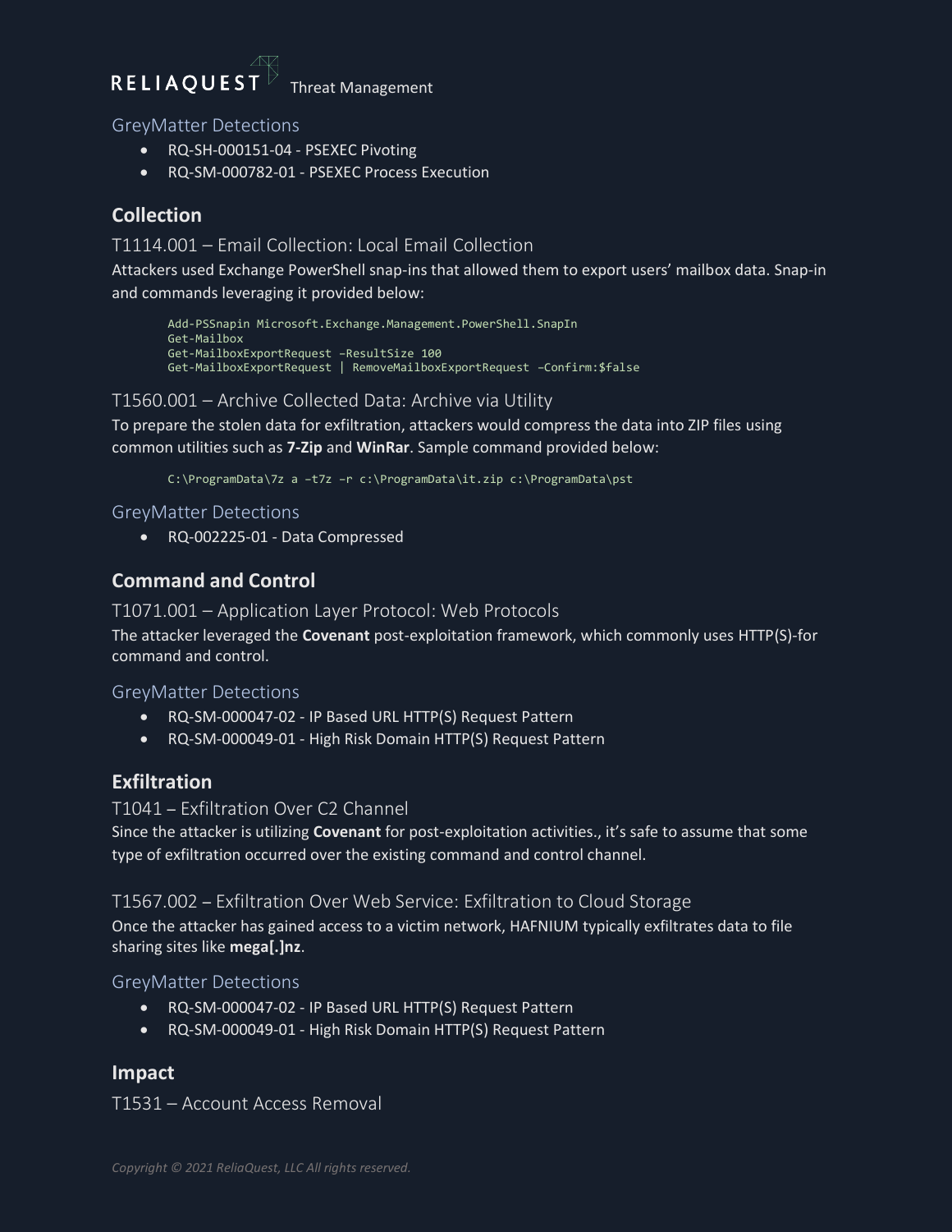### GreyMatter Detections

- RQ-SH-000151-04 - PSEXEC Pivoting
- RQ-SM-000782-01 - PSEXEC Process Execution

## Collection

### T1114.001 – Email Collection: Local Email Collection

Attackers used Exchange PowerShell snap-ins that allowed them to export users' mailbox data. Snap-in and commands leveraging it provided below:

```
Add-PSSnapin Microsoft.Exchange.Management.PowerShell.SnapIn
Get-Mailbox
Get-MailboxExportRequest –ResultSize 100
Get-MailboxExportRequest | RemoveMailboxExportRequest –Confirm:$false
```

### T1560.001 – Archive Collected Data: Archive via Utility

To prepare the stolen data for exfiltration, attackers would compress the data into ZIP files using common utilities such as **7-Zip** and **WinRar**. Sample command provided below:

```
C:\ProgramData\7z a –t7z –r c:\ProgramData\it.zip c:\ProgramData\pst
```

### GreyMatter Detections

- RQ-002225-01 - Data Compressed

## Command and Control

### T1071.001 – Application Layer Protocol: Web Protocols

The attacker leveraged the **Covenant** post-exploitation framework, which commonly uses HTTP(S)-for command and control.

### GreyMatter Detections

- RQ-SM-000047-02 - IP Based URL HTTP(S) Request Pattern
- RQ-SM-000049-01 - High Risk Domain HTTP(S) Request Pattern

## Exfiltration

### T1041 – Exfiltration Over C2 Channel

Since the attacker is utilizing **Covenant** for post-exploitation activities., it's safe to assume that some type of exfiltration occurred over the existing command and control channel.

### T1567.002 – Exfiltration Over Web Service: Exfiltration to Cloud Storage

Once the attacker has gained access to a victim network, HAFNIUM typically exfiltrates data to file sharing sites like **mega[.]nz**.

### GreyMatter Detections

- RQ-SM-000047-02 - IP Based URL HTTP(S) Request Pattern
- RQ-SM-000049-01 - High Risk Domain HTTP(S) Request Pattern

## Impact

### T1531 – Account Access Removal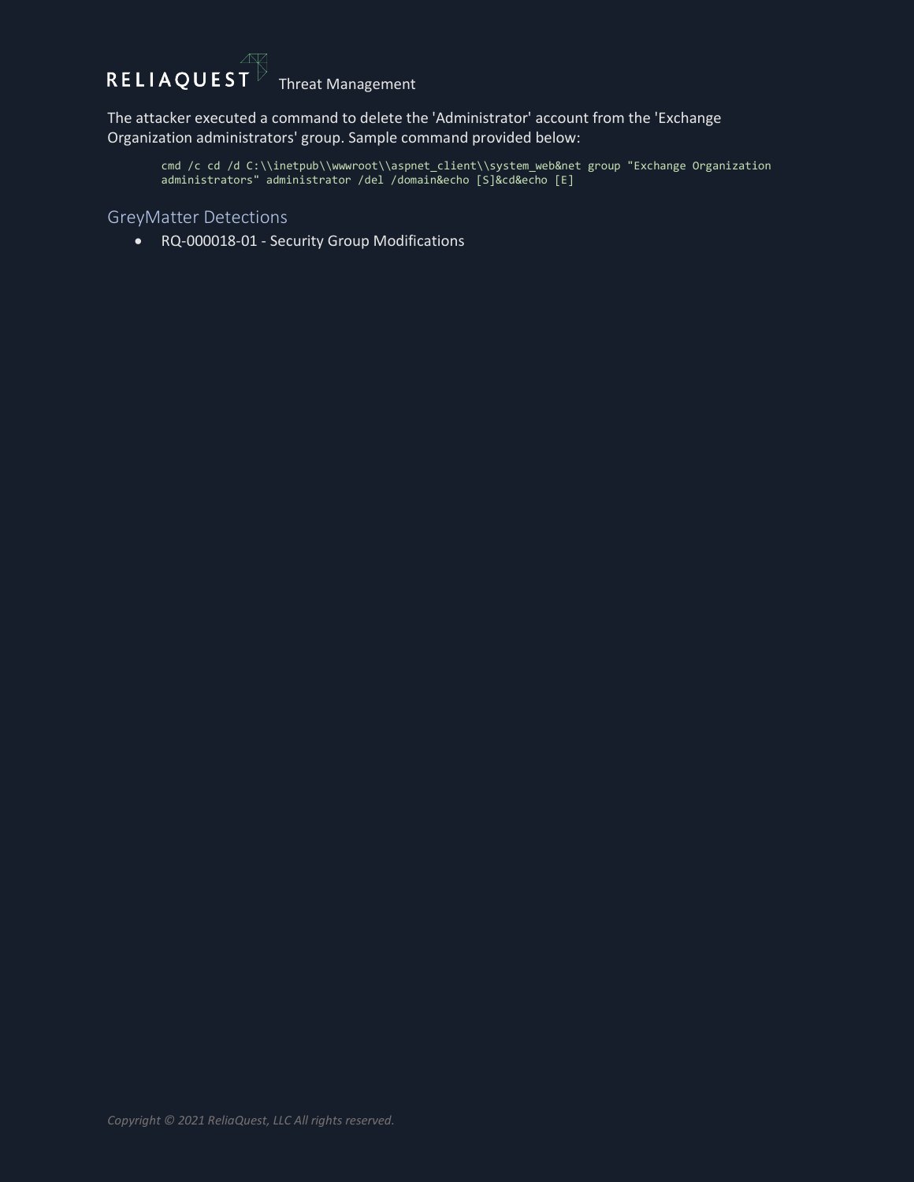The attacker executed a command to delete the 'Administrator' account from the 'Exchange Organization administrators' group. Sample command provided below:

```
cmd /c cd /d C:\\inetpub\\wwwroot\\aspnet_client\\system_web&net group "Exchange Organization administrators" administrator /del /domain&echo [S]&cd&echo [E]
```

## GreyMatter Detections

- RQ-000018-01 - Security Group Modifications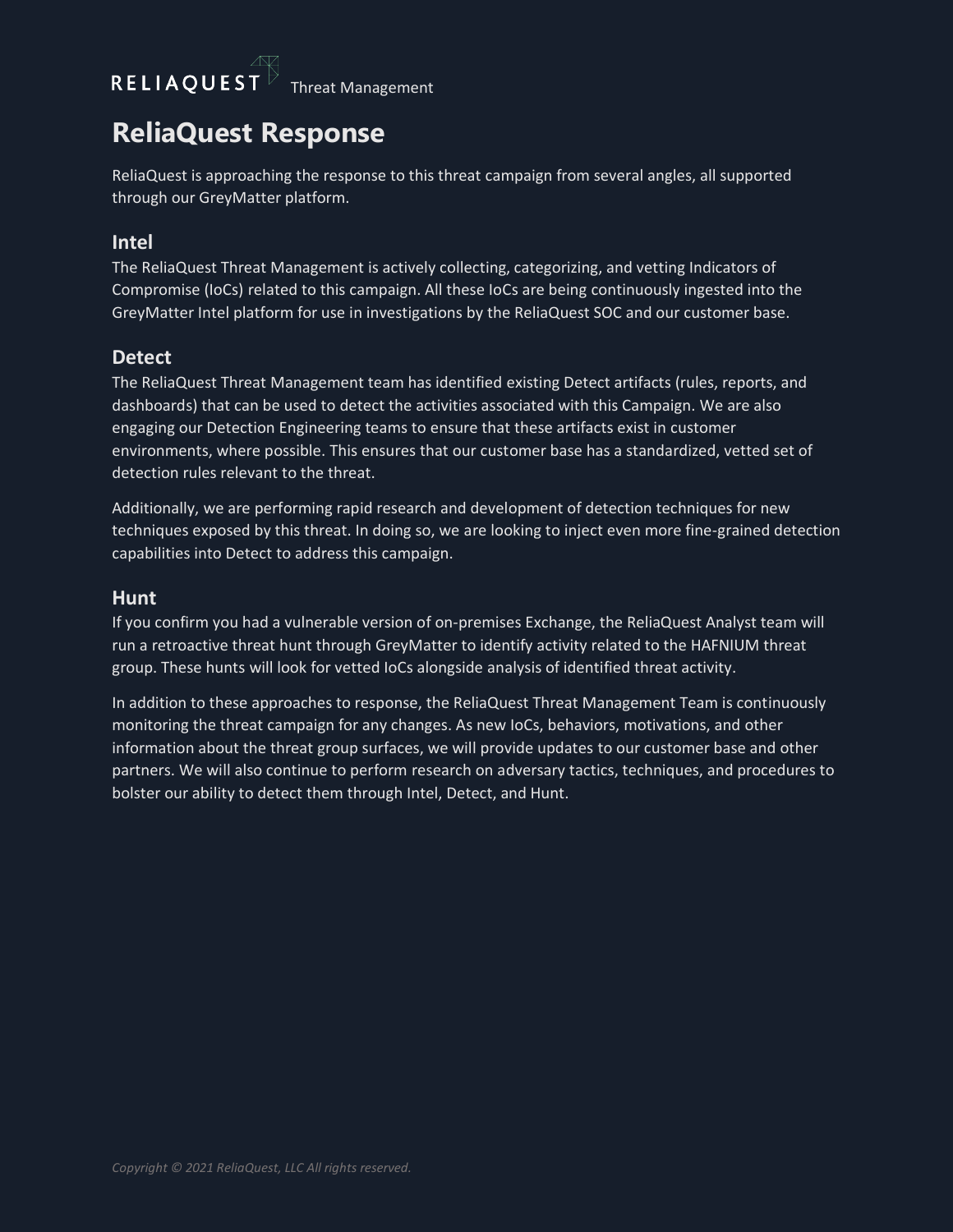# ReliaQuest Response

ReliaQuest is approaching the response to this threat campaign from several angles, all supported through our GreyMatter platform.

## Intel

The ReliaQuest Threat Management is actively collecting, categorizing, and vetting Indicators of Compromise (IoCs) related to this campaign. All these IoCs are being continuously ingested into the GreyMatter Intel platform for use in investigations by the ReliaQuest SOC and our customer base.

## Detect

The ReliaQuest Threat Management team has identified existing Detect artifacts (rules, reports, and dashboards) that can be used to detect the activities associated with this Campaign. We are also engaging our Detection Engineering teams to ensure that these artifacts exist in customer environments, where possible. This ensures that our customer base has a standardized, vetted set of detection rules relevant to the threat.

Additionally, we are performing rapid research and development of detection techniques for new techniques exposed by this threat. In doing so, we are looking to inject even more fine-grained detection capabilities into Detect to address this campaign.

## Hunt

If you confirm you had a vulnerable version of on-premises Exchange, the ReliaQuest Analyst team will run a retroactive threat hunt through GreyMatter to identify activity related to the HAFNIUM threat group. These hunts will look for vetted IoCs alongside analysis of identified threat activity.

In addition to these approaches to response, the ReliaQuest Threat Management Team is continuously monitoring the threat campaign for any changes. As new IoCs, behaviors, motivations, and other information about the threat group surfaces, we will provide updates to our customer base and other partners. We will also continue to perform research on adversary tactics, techniques, and procedures to bolster our ability to detect them through Intel, Detect, and Hunt.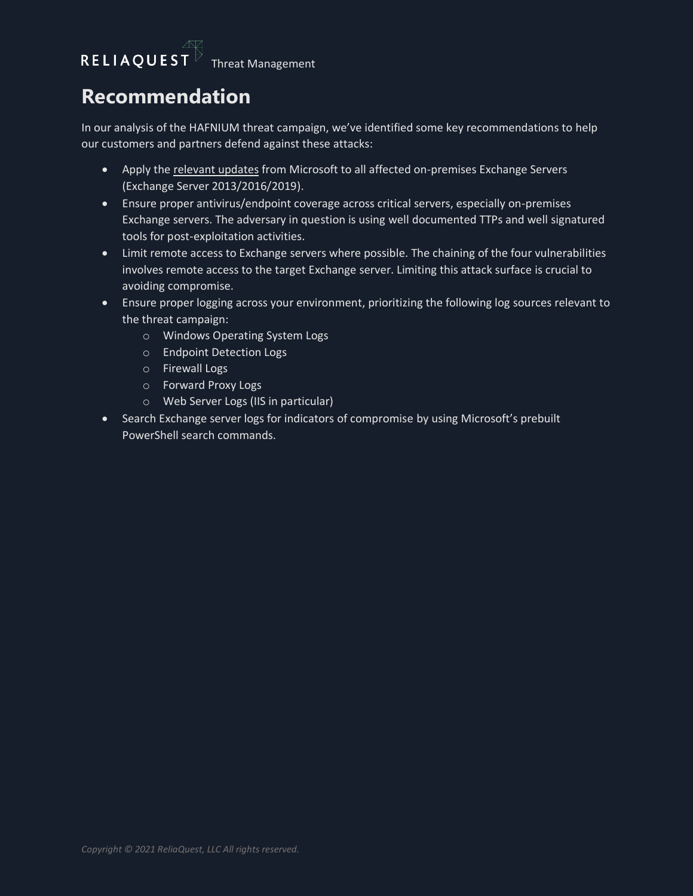# Recommendation

In our analysis of the HAFNIUM threat campaign, we've identified some key recommendations to help our customers and partners defend against these attacks:

- Apply the relevant updates from Microsoft to all affected on-premises Exchange Servers (Exchange Server 2013/2016/2019).
- Ensure proper antivirus/endpoint coverage across critical servers, especially on-premises Exchange servers. The adversary in question is using well documented TTPs and well signatured tools for post-exploitation activities.
- Limit remote access to Exchange servers where possible. The chaining of the four vulnerabilities involves remote access to the target Exchange server. Limiting this attack surface is crucial to avoiding compromise.
- Ensure proper logging across your environment, prioritizing the following log sources relevant to the threat campaign:
  - Windows Operating System Logs
  - Endpoint Detection Logs
  - Firewall Logs
  - Forward Proxy Logs
  - Web Server Logs (IIS in particular)
- Search Exchange server logs for indicators of compromise by using Microsoft's prebuilt PowerShell search commands.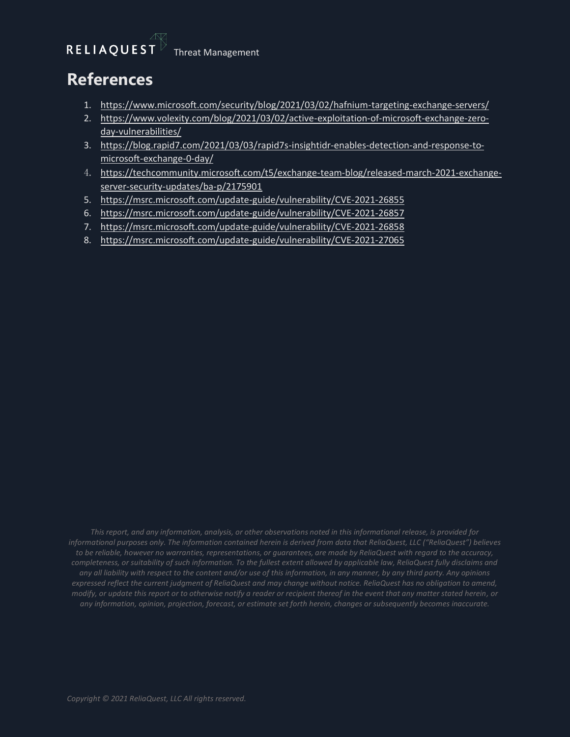# References

1. https://www.microsoft.com/security/blog/2021/03/02/hafnium-targeting-exchange-servers/
2. https://www.volexity.com/blog/2021/03/02/active-exploitation-of-microsoft-exchange-zero-day-vulnerabilities/
3. https://blog.rapid7.com/2021/03/03/rapid7s-insightidr-enables-detection-and-response-to-microsoft-exchange-0-day/
4. https://techcommunity.microsoft.com/t5/exchange-team-blog/released-march-2021-exchange-server-security-updates/ba-p/2175901
5. https://msrc.microsoft.com/update-guide/vulnerability/CVE-2021-26855
6. https://msrc.microsoft.com/update-guide/vulnerability/CVE-2021-26857
7. https://msrc.microsoft.com/update-guide/vulnerability/CVE-2021-26858
8. https://msrc.microsoft.com/update-guide/vulnerability/CVE-2021-27065

*This report, and any information, analysis, or other observations noted in this informational release, is provided for informational purposes only. The information contained herein is derived from data that ReliaQuest, LLC ("ReliaQuest") believes to be reliable, however no warranties, representations, or guarantees, are made by ReliaQuest with regard to the accuracy, completeness, or suitability of such information. To the fullest extent allowed by applicable law, ReliaQuest fully disclaims and any all liability with respect to the content and/or use of this information, in any manner, by any third party. Any opinions expressed reflect the current judgment of ReliaQuest and may change without notice. ReliaQuest has no obligation to amend, modify, or update this report or to otherwise notify a reader or recipient thereof in the event that any matter stated herein, or any information, opinion, projection, forecast, or estimate set forth herein, changes or subsequently becomes inaccurate.*

*Copyright © 2021 ReliaQuest, LLC All rights reserved.*